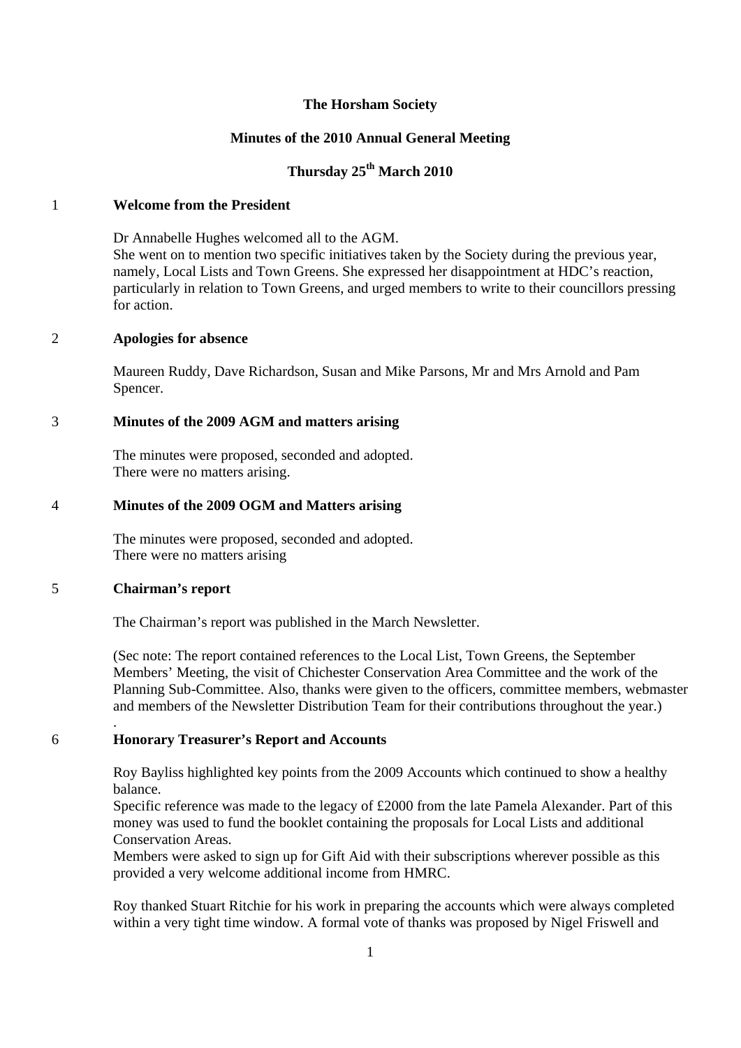# The Horsham Society

## Minutes of the 2010 Annual General Meeting

## Thursday 25th March 2010

### 1 Welcome from the President

Dr Annabelle Hughes welcomed all to the AGM.
She went on to mention two specific initiatives taken by the Society during the previous year, namely, Local Lists and Town Greens. She expressed her disappointment at HDC's reaction, particularly in relation to Town Greens, and urged members to write to their councillors pressing for action.

### 2 Apologies for absence

Maureen Ruddy, Dave Richardson, Susan and Mike Parsons, Mr and Mrs Arnold and Pam Spencer.

### 3 Minutes of the 2009 AGM and matters arising

The minutes were proposed, seconded and adopted.
There were no matters arising.

### 4 Minutes of the 2009 OGM and Matters arising

The minutes were proposed, seconded and adopted.
There were no matters arising

### 5 Chairman's report

The Chairman's report was published in the March Newsletter.

(Sec note: The report contained references to the Local List, Town Greens, the September Members' Meeting, the visit of Chichester Conservation Area Committee and the work of the Planning Sub-Committee. Also, thanks were given to the officers, committee members, webmaster and members of the Newsletter Distribution Team for their contributions throughout the year.)

.

### 6 Honorary Treasurer's Report and Accounts

Roy Bayliss highlighted key points from the 2009 Accounts which continued to show a healthy balance.
Specific reference was made to the legacy of £2000 from the late Pamela Alexander. Part of this money was used to fund the booklet containing the proposals for Local Lists and additional Conservation Areas.
Members were asked to sign up for Gift Aid with their subscriptions wherever possible as this provided a very welcome additional income from HMRC.

Roy thanked Stuart Ritchie for his work in preparing the accounts which were always completed within a very tight time window. A formal vote of thanks was proposed by Nigel Friswell and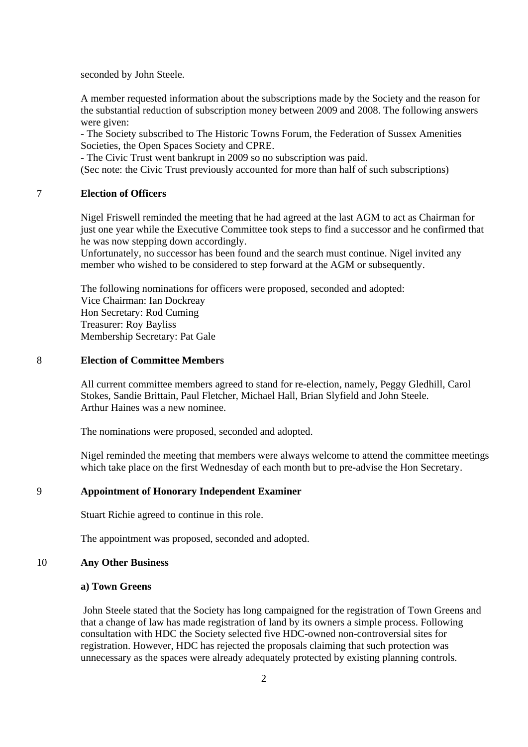seconded by John Steele.

A member requested information about the subscriptions made by the Society and the reason for the substantial reduction of subscription money between 2009 and 2008. The following answers were given:

- The Society subscribed to The Historic Towns Forum, the Federation of Sussex Amenities Societies, the Open Spaces Society and CPRE.
- The Civic Trust went bankrupt in 2009 so no subscription was paid.

(Sec note: the Civic Trust previously accounted for more than half of such subscriptions)

## 7 Election of Officers

Nigel Friswell reminded the meeting that he had agreed at the last AGM to act as Chairman for just one year while the Executive Committee took steps to find a successor and he confirmed that he was now stepping down accordingly.
Unfortunately, no successor has been found and the search must continue. Nigel invited any member who wished to be considered to step forward at the AGM or subsequently.

The following nominations for officers were proposed, seconded and adopted:
Vice Chairman: Ian Dockreay
Hon Secretary: Rod Cuming
Treasurer: Roy Bayliss
Membership Secretary: Pat Gale

## 8 Election of Committee Members

All current committee members agreed to stand for re-election, namely, Peggy Gledhill, Carol Stokes, Sandie Brittain, Paul Fletcher, Michael Hall, Brian Slyfield and John Steele.
Arthur Haines was a new nominee.

The nominations were proposed, seconded and adopted.

Nigel reminded the meeting that members were always welcome to attend the committee meetings which take place on the first Wednesday of each month but to pre-advise the Hon Secretary.

## 9 Appointment of Honorary Independent Examiner

Stuart Richie agreed to continue in this role.

The appointment was proposed, seconded and adopted.

## 10 Any Other Business

### a) Town Greens

John Steele stated that the Society has long campaigned for the registration of Town Greens and that a change of law has made registration of land by its owners a simple process. Following consultation with HDC the Society selected five HDC-owned non-controversial sites for registration. However, HDC has rejected the proposals claiming that such protection was unnecessary as the spaces were already adequately protected by existing planning controls.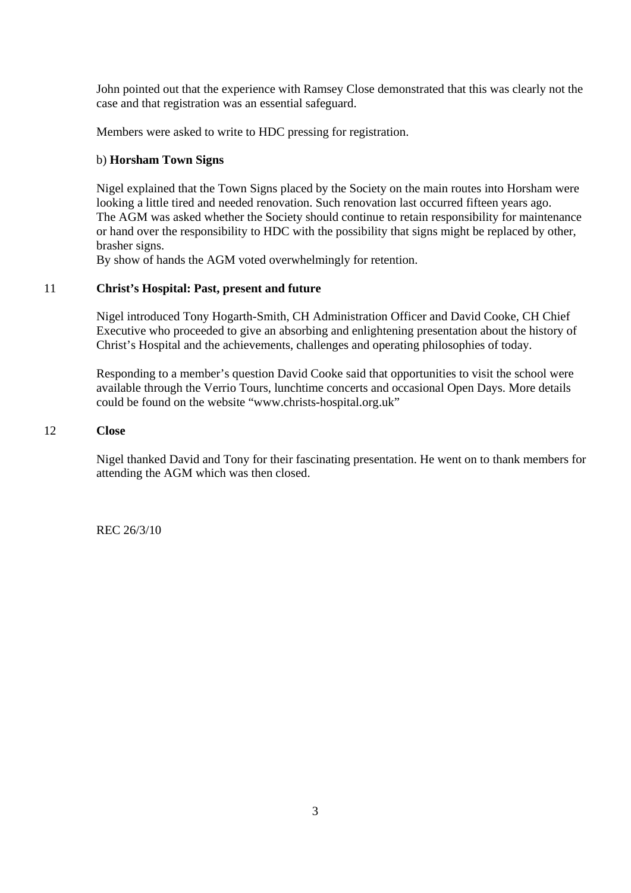John pointed out that the experience with Ramsey Close demonstrated that this was clearly not the case and that registration was an essential safeguard.

Members were asked to write to HDC pressing for registration.

b) **Horsham Town Signs**

Nigel explained that the Town Signs placed by the Society on the main routes into Horsham were looking a little tired and needed renovation. Such renovation last occurred fifteen years ago.
The AGM was asked whether the Society should continue to retain responsibility for maintenance or hand over the responsibility to HDC with the possibility that signs might be replaced by other, brasher signs.
By show of hands the AGM voted overwhelmingly for retention.

## 11 Christ's Hospital: Past, present and future

Nigel introduced Tony Hogarth-Smith, CH Administration Officer and David Cooke, CH Chief Executive who proceeded to give an absorbing and enlightening presentation about the history of Christ's Hospital and the achievements, challenges and operating philosophies of today.

Responding to a member's question David Cooke said that opportunities to visit the school were available through the Verrio Tours, lunchtime concerts and occasional Open Days. More details could be found on the website "www.christs-hospital.org.uk"

## 12 Close

Nigel thanked David and Tony for their fascinating presentation. He went on to thank members for attending the AGM which was then closed.

REC 26/3/10